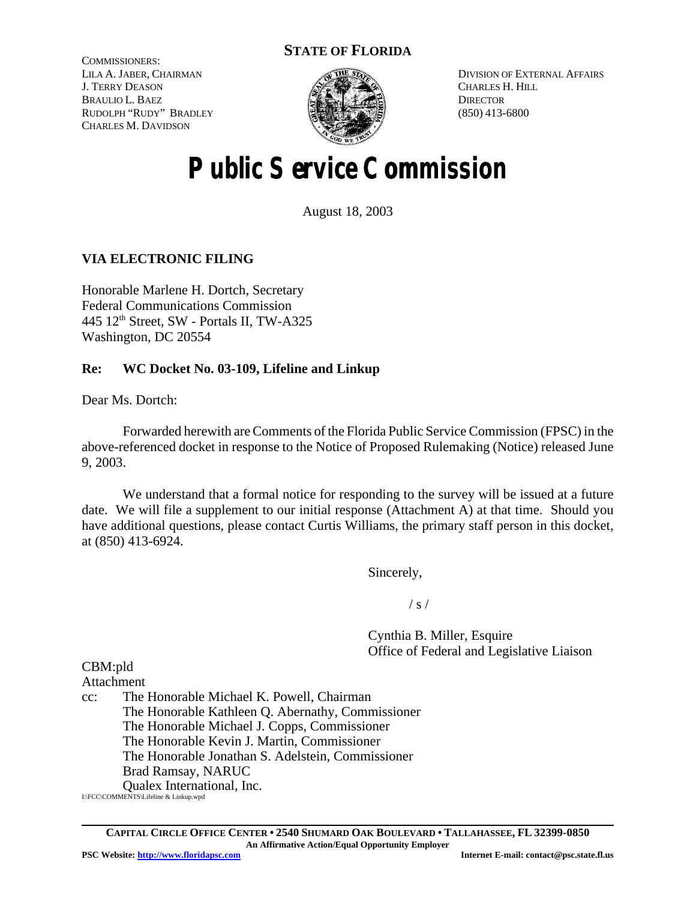## STATE OF FLORIDA

COMMISSIONERS:
LILA A. JABER, CHAIRMAN
J. TERRY DEASON
BRAULIO L. BAEZ
RUDOLPH "RUDY" BRADLEY
CHARLES M. DAVIDSON

DIVISION OF EXTERNAL AFFAIRS
CHARLES H. HILL
DIRECTOR
(850) 413-6800

# Public Service Commission

August 18, 2003

**VIA ELECTRONIC FILING**

Honorable Marlene H. Dortch, Secretary
Federal Communications Commission
445 12th Street, SW - Portals II, TW-A325
Washington, DC 20554

**Re: WC Docket No. 03-109, Lifeline and Linkup**

Dear Ms. Dortch:

Forwarded herewith are Comments of the Florida Public Service Commission (FPSC) in the above-referenced docket in response to the Notice of Proposed Rulemaking (Notice) released June 9, 2003.

We understand that a formal notice for responding to the survey will be issued at a future date. We will file a supplement to our initial response (Attachment A) at that time. Should you have additional questions, please contact Curtis Williams, the primary staff person in this docket, at (850) 413-6924.

Sincerely,

/ s /

Cynthia B. Miller, Esquire
Office of Federal and Legislative Liaison

CBM:pld
Attachment
cc: The Honorable Michael K. Powell, Chairman
The Honorable Kathleen Q. Abernathy, Commissioner
The Honorable Michael J. Copps, Commissioner
The Honorable Kevin J. Martin, Commissioner
The Honorable Jonathan S. Adelstein, Commissioner
Brad Ramsay, NARUC
Qualex International, Inc.

I:\FCC\COMMENTS\Lifeline & Linkup.wpd

CAPITAL CIRCLE OFFICE CENTER • 2540 SHUMARD OAK BOULEVARD • TALLAHASSEE, FL 32399-0850
An Affirmative Action/Equal Opportunity Employer
PSC Website: http://www.floridapsc.com Internet E-mail: contact@psc.state.fl.us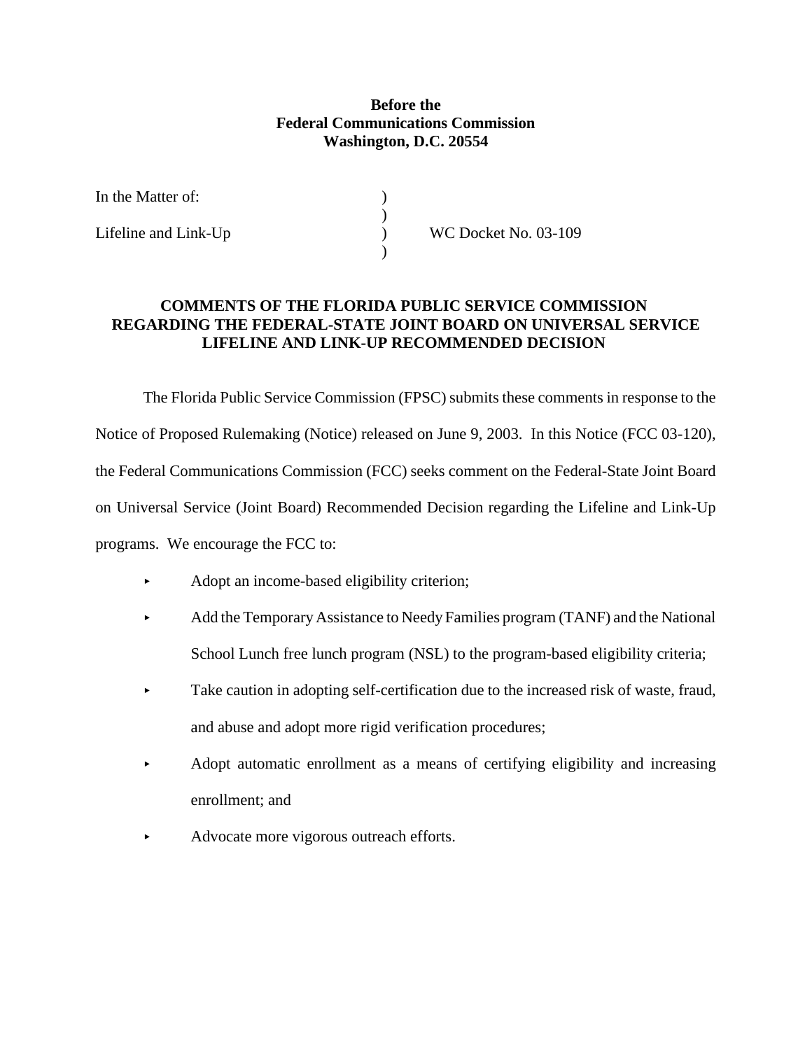**Before the**
**Federal Communications Commission**
**Washington, D.C. 20554**

| | | |
|---|---|---|
| In the Matter of: | ) | |
| | ) | |
| Lifeline and Link-Up | ) | WC Docket No. 03-109 |
| | ) | |

**COMMENTS OF THE FLORIDA PUBLIC SERVICE COMMISSION REGARDING THE FEDERAL-STATE JOINT BOARD ON UNIVERSAL SERVICE LIFELINE AND LINK-UP RECOMMENDED DECISION**

The Florida Public Service Commission (FPSC) submits these comments in response to the Notice of Proposed Rulemaking (Notice) released on June 9, 2003. In this Notice (FCC 03-120), the Federal Communications Commission (FCC) seeks comment on the Federal-State Joint Board on Universal Service (Joint Board) Recommended Decision regarding the Lifeline and Link-Up programs. We encourage the FCC to:

- Adopt an income-based eligibility criterion;
- Add the Temporary Assistance to Needy Families program (TANF) and the National School Lunch free lunch program (NSL) to the program-based eligibility criteria;
- Take caution in adopting self-certification due to the increased risk of waste, fraud, and abuse and adopt more rigid verification procedures;
- Adopt automatic enrollment as a means of certifying eligibility and increasing enrollment; and
- Advocate more vigorous outreach efforts.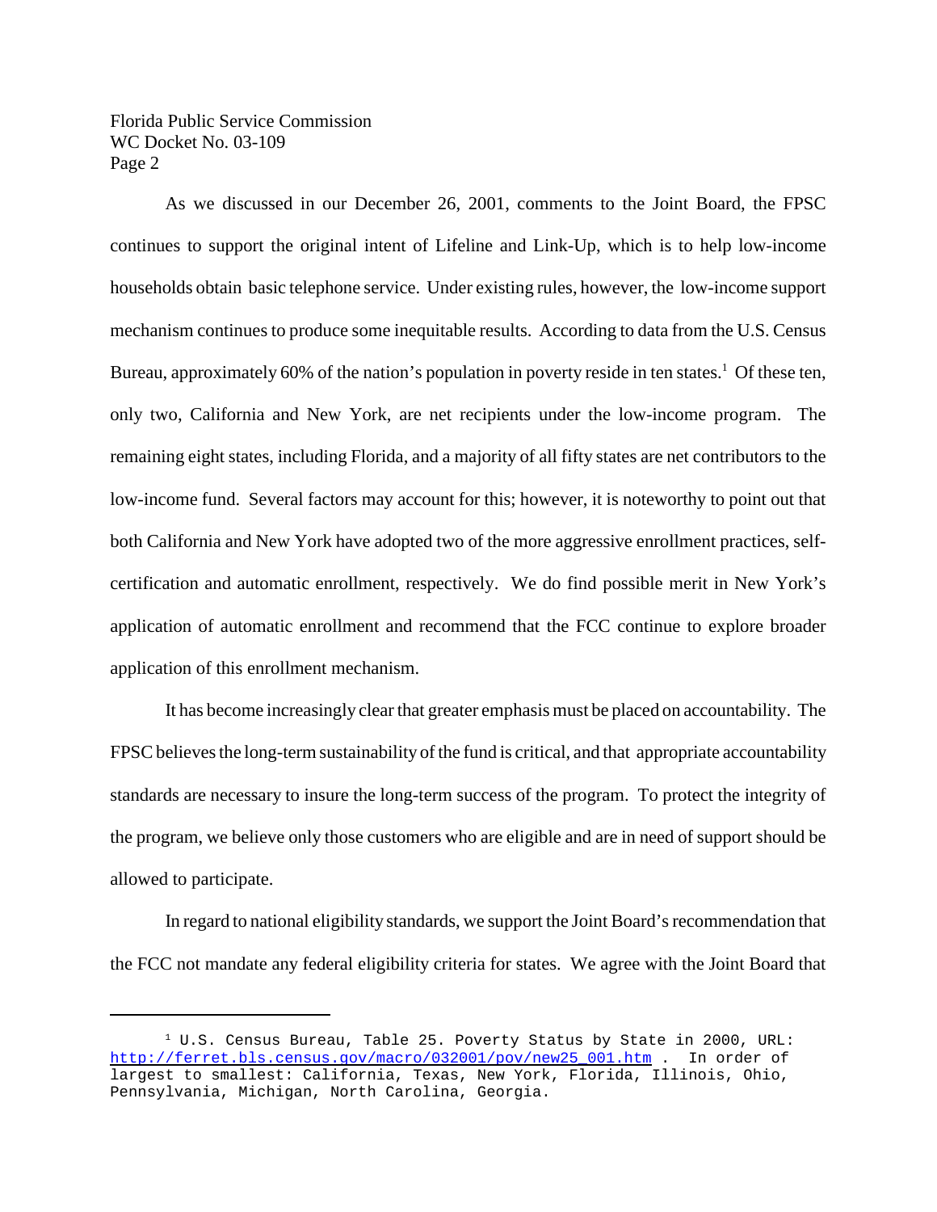As we discussed in our December 26, 2001, comments to the Joint Board, the FPSC continues to support the original intent of Lifeline and Link-Up, which is to help low-income households obtain basic telephone service. Under existing rules, however, the low-income support mechanism continues to produce some inequitable results. According to data from the U.S. Census Bureau, approximately 60% of the nation's population in poverty reside in ten states.[1] Of these ten, only two, California and New York, are net recipients under the low-income program. The remaining eight states, including Florida, and a majority of all fifty states are net contributors to the low-income fund. Several factors may account for this; however, it is noteworthy to point out that both California and New York have adopted two of the more aggressive enrollment practices, self-certification and automatic enrollment, respectively. We do find possible merit in New York's application of automatic enrollment and recommend that the FCC continue to explore broader application of this enrollment mechanism.

It has become increasingly clear that greater emphasis must be placed on accountability. The FPSC believes the long-term sustainability of the fund is critical, and that appropriate accountability standards are necessary to insure the long-term success of the program. To protect the integrity of the program, we believe only those customers who are eligible and are in need of support should be allowed to participate.

In regard to national eligibility standards, we support the Joint Board's recommendation that the FCC not mandate any federal eligibility criteria for states. We agree with the Joint Board that

---

[1] U.S. Census Bureau, Table 25. Poverty Status by State in 2000, URL: http://ferret.bls.census.gov/macro/032001/pov/new25_001.htm . In order of largest to smallest: California, Texas, New York, Florida, Illinois, Ohio, Pennsylvania, Michigan, North Carolina, Georgia.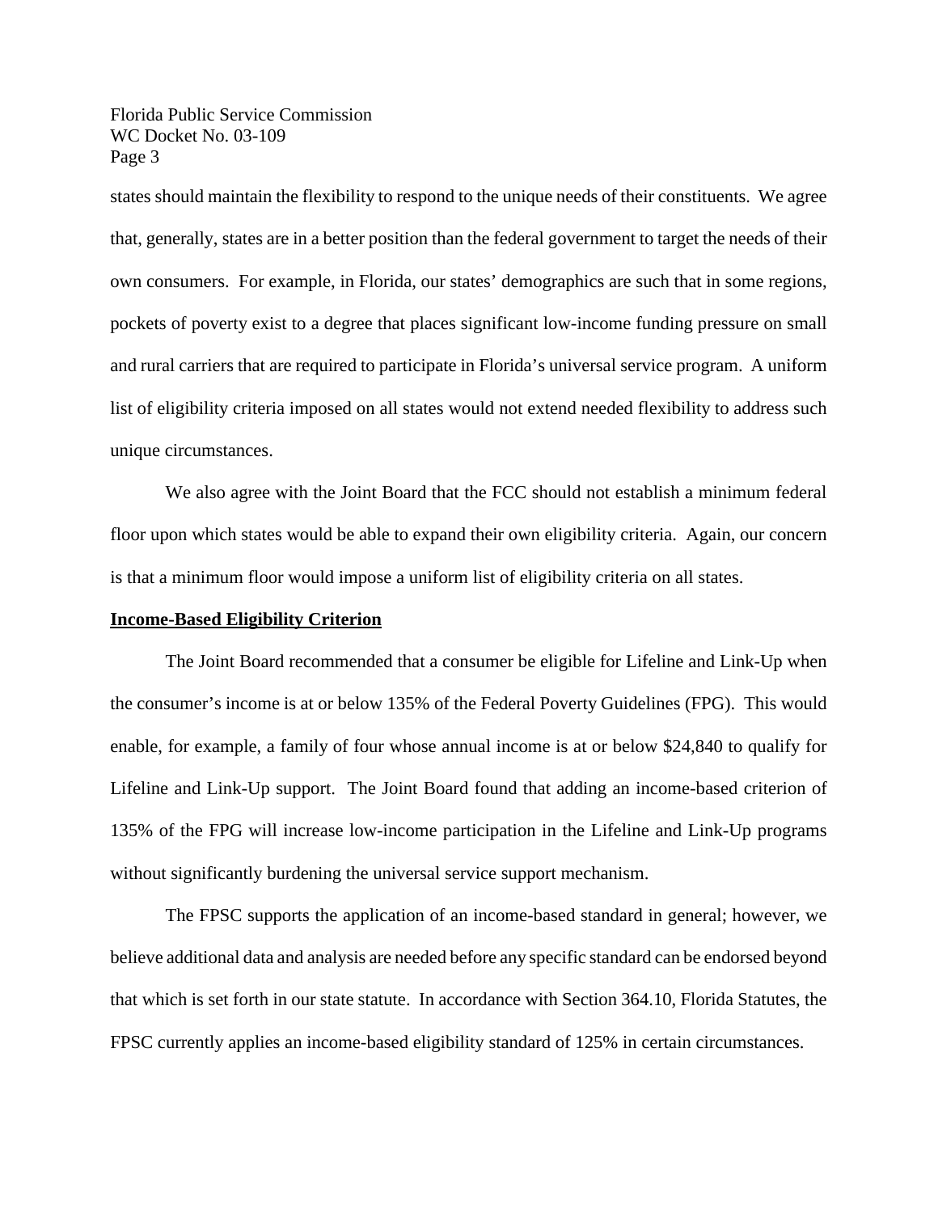states should maintain the flexibility to respond to the unique needs of their constituents. We agree that, generally, states are in a better position than the federal government to target the needs of their own consumers. For example, in Florida, our states' demographics are such that in some regions, pockets of poverty exist to a degree that places significant low-income funding pressure on small and rural carriers that are required to participate in Florida's universal service program. A uniform list of eligibility criteria imposed on all states would not extend needed flexibility to address such unique circumstances.

We also agree with the Joint Board that the FCC should not establish a minimum federal floor upon which states would be able to expand their own eligibility criteria. Again, our concern is that a minimum floor would impose a uniform list of eligibility criteria on all states.

**Income-Based Eligibility Criterion**

The Joint Board recommended that a consumer be eligible for Lifeline and Link-Up when the consumer's income is at or below 135% of the Federal Poverty Guidelines (FPG). This would enable, for example, a family of four whose annual income is at or below $24,840 to qualify for Lifeline and Link-Up support. The Joint Board found that adding an income-based criterion of 135% of the FPG will increase low-income participation in the Lifeline and Link-Up programs without significantly burdening the universal service support mechanism.

The FPSC supports the application of an income-based standard in general; however, we believe additional data and analysis are needed before any specific standard can be endorsed beyond that which is set forth in our state statute. In accordance with Section 364.10, Florida Statutes, the FPSC currently applies an income-based eligibility standard of 125% in certain circumstances.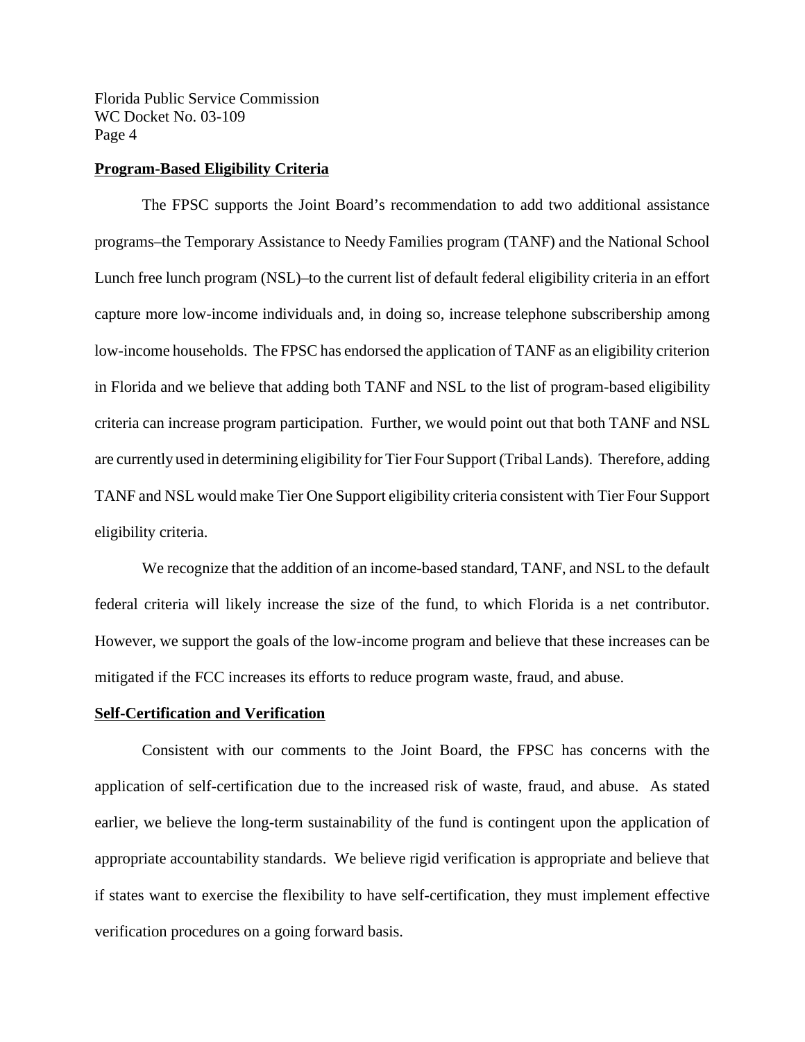**Program-Based Eligibility Criteria**

The FPSC supports the Joint Board's recommendation to add two additional assistance programs–the Temporary Assistance to Needy Families program (TANF) and the National School Lunch free lunch program (NSL)–to the current list of default federal eligibility criteria in an effort capture more low-income individuals and, in doing so, increase telephone subscribership among low-income households. The FPSC has endorsed the application of TANF as an eligibility criterion in Florida and we believe that adding both TANF and NSL to the list of program-based eligibility criteria can increase program participation. Further, we would point out that both TANF and NSL are currently used in determining eligibility for Tier Four Support (Tribal Lands). Therefore, adding TANF and NSL would make Tier One Support eligibility criteria consistent with Tier Four Support eligibility criteria.

We recognize that the addition of an income-based standard, TANF, and NSL to the default federal criteria will likely increase the size of the fund, to which Florida is a net contributor. However, we support the goals of the low-income program and believe that these increases can be mitigated if the FCC increases its efforts to reduce program waste, fraud, and abuse.

**Self-Certification and Verification**

Consistent with our comments to the Joint Board, the FPSC has concerns with the application of self-certification due to the increased risk of waste, fraud, and abuse. As stated earlier, we believe the long-term sustainability of the fund is contingent upon the application of appropriate accountability standards. We believe rigid verification is appropriate and believe that if states want to exercise the flexibility to have self-certification, they must implement effective verification procedures on a going forward basis.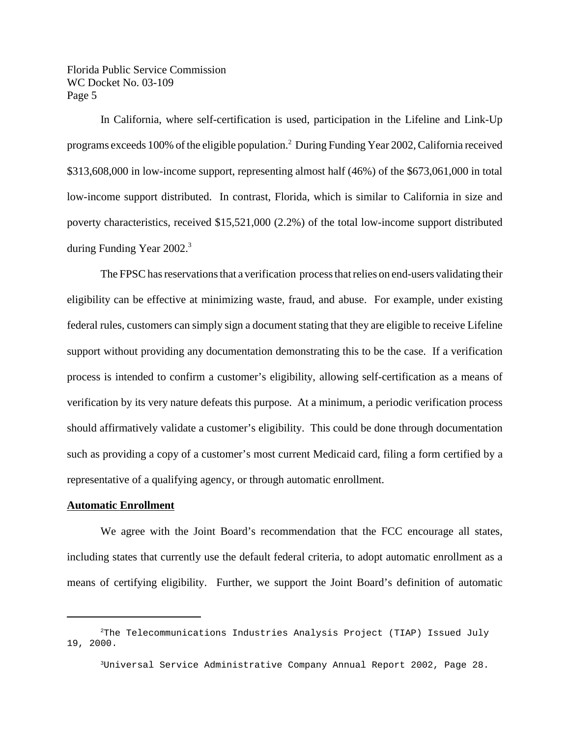In California, where self-certification is used, participation in the Lifeline and Link-Up programs exceeds 100% of the eligible population.[2] During Funding Year 2002, California received $313,608,000 in low-income support, representing almost half (46%) of the $673,061,000 in total low-income support distributed. In contrast, Florida, which is similar to California in size and poverty characteristics, received $15,521,000 (2.2%) of the total low-income support distributed during Funding Year 2002.[3]

The FPSC has reservations that a verification process that relies on end-users validating their eligibility can be effective at minimizing waste, fraud, and abuse. For example, under existing federal rules, customers can simply sign a document stating that they are eligible to receive Lifeline support without providing any documentation demonstrating this to be the case. If a verification process is intended to confirm a customer's eligibility, allowing self-certification as a means of verification by its very nature defeats this purpose. At a minimum, a periodic verification process should affirmatively validate a customer's eligibility. This could be done through documentation such as providing a copy of a customer's most current Medicaid card, filing a form certified by a representative of a qualifying agency, or through automatic enrollment.

**Automatic Enrollment**

We agree with the Joint Board's recommendation that the FCC encourage all states, including states that currently use the default federal criteria, to adopt automatic enrollment as a means of certifying eligibility. Further, we support the Joint Board's definition of automatic

---

[2] The Telecommunications Industries Analysis Project (TIAP) Issued July 19, 2000.

[3] Universal Service Administrative Company Annual Report 2002, Page 28.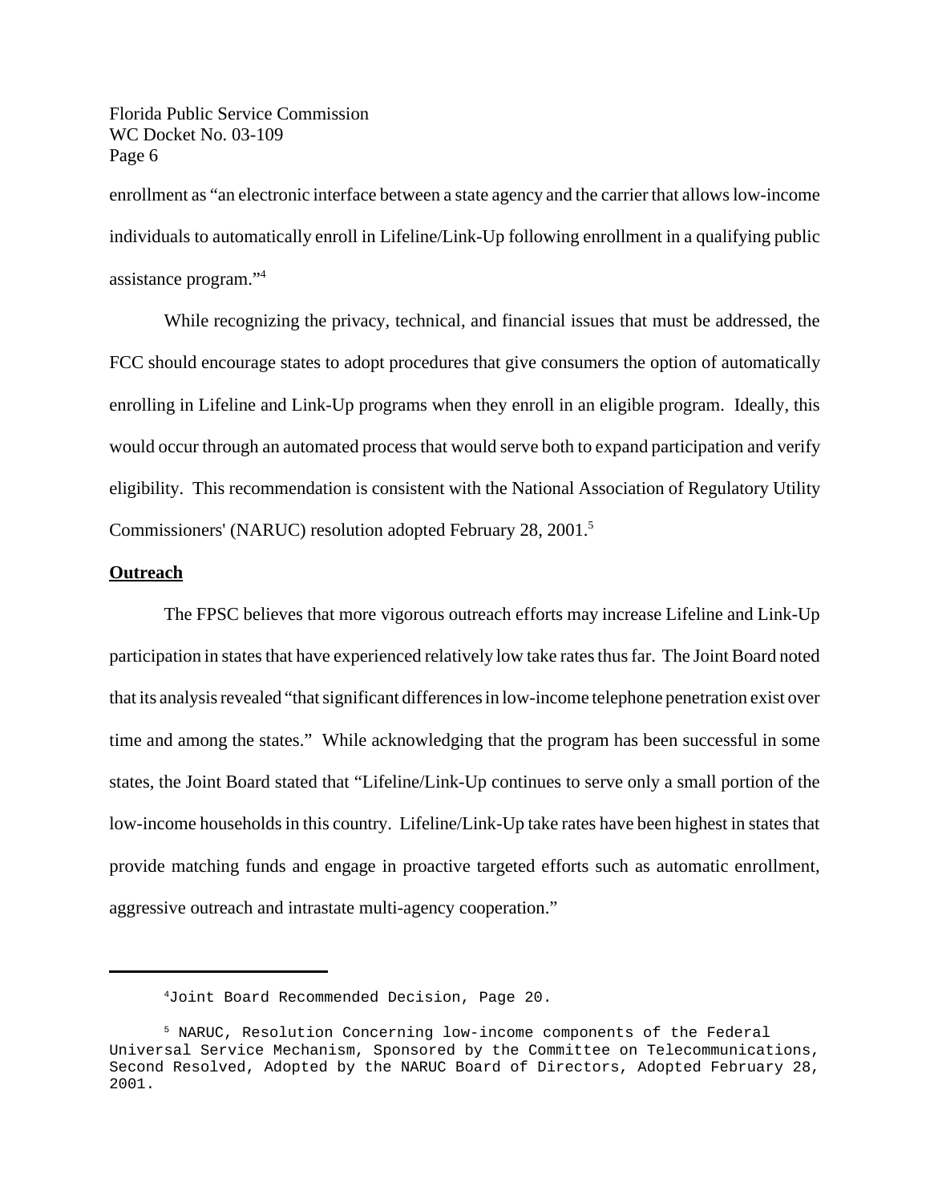enrollment as "an electronic interface between a state agency and the carrier that allows low-income individuals to automatically enroll in Lifeline/Link-Up following enrollment in a qualifying public assistance program."[4]

While recognizing the privacy, technical, and financial issues that must be addressed, the FCC should encourage states to adopt procedures that give consumers the option of automatically enrolling in Lifeline and Link-Up programs when they enroll in an eligible program. Ideally, this would occur through an automated process that would serve both to expand participation and verify eligibility. This recommendation is consistent with the National Association of Regulatory Utility Commissioners' (NARUC) resolution adopted February 28, 2001.[5]

**Outreach**

The FPSC believes that more vigorous outreach efforts may increase Lifeline and Link-Up participation in states that have experienced relatively low take rates thus far. The Joint Board noted that its analysis revealed "that significant differences in low-income telephone penetration exist over time and among the states." While acknowledging that the program has been successful in some states, the Joint Board stated that "Lifeline/Link-Up continues to serve only a small portion of the low-income households in this country. Lifeline/Link-Up take rates have been highest in states that provide matching funds and engage in proactive targeted efforts such as automatic enrollment, aggressive outreach and intrastate multi-agency cooperation."

---

[4] Joint Board Recommended Decision, Page 20.

[5] NARUC, Resolution Concerning low-income components of the Federal Universal Service Mechanism, Sponsored by the Committee on Telecommunications, Second Resolved, Adopted by the NARUC Board of Directors, Adopted February 28, 2001.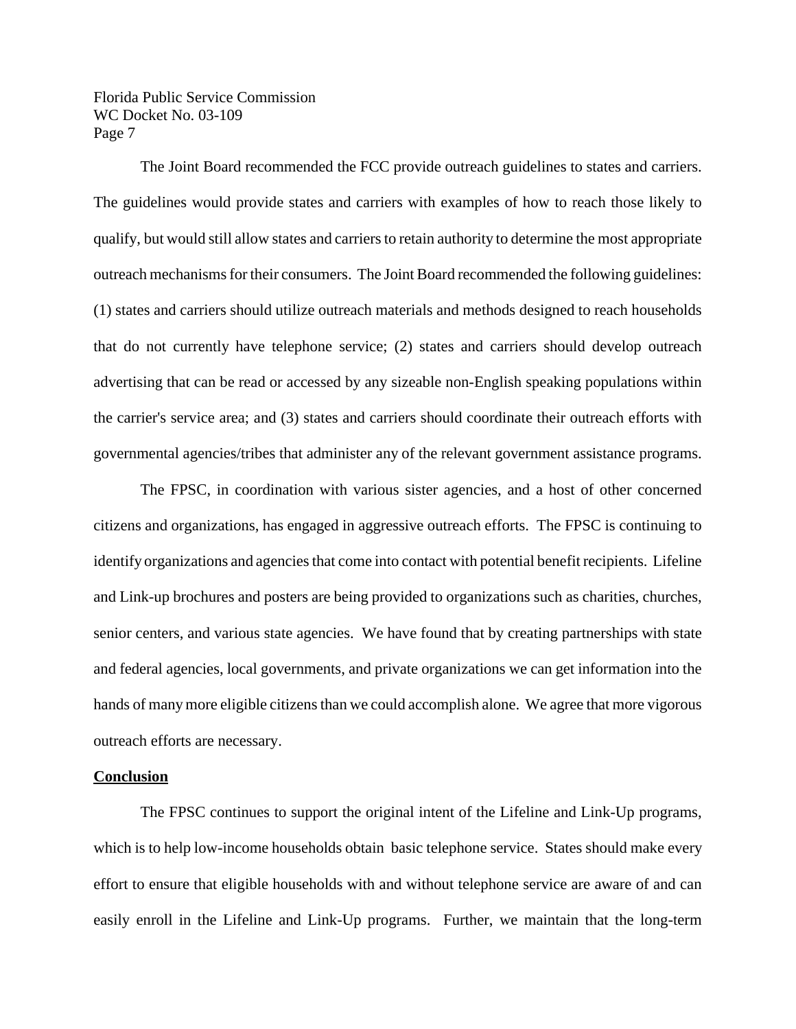The Joint Board recommended the FCC provide outreach guidelines to states and carriers. The guidelines would provide states and carriers with examples of how to reach those likely to qualify, but would still allow states and carriers to retain authority to determine the most appropriate outreach mechanisms for their consumers. The Joint Board recommended the following guidelines: (1) states and carriers should utilize outreach materials and methods designed to reach households that do not currently have telephone service; (2) states and carriers should develop outreach advertising that can be read or accessed by any sizeable non-English speaking populations within the carrier's service area; and (3) states and carriers should coordinate their outreach efforts with governmental agencies/tribes that administer any of the relevant government assistance programs.

The FPSC, in coordination with various sister agencies, and a host of other concerned citizens and organizations, has engaged in aggressive outreach efforts. The FPSC is continuing to identify organizations and agencies that come into contact with potential benefit recipients. Lifeline and Link-up brochures and posters are being provided to organizations such as charities, churches, senior centers, and various state agencies. We have found that by creating partnerships with state and federal agencies, local governments, and private organizations we can get information into the hands of many more eligible citizens than we could accomplish alone. We agree that more vigorous outreach efforts are necessary.

**Conclusion**

The FPSC continues to support the original intent of the Lifeline and Link-Up programs, which is to help low-income households obtain basic telephone service. States should make every effort to ensure that eligible households with and without telephone service are aware of and can easily enroll in the Lifeline and Link-Up programs. Further, we maintain that the long-term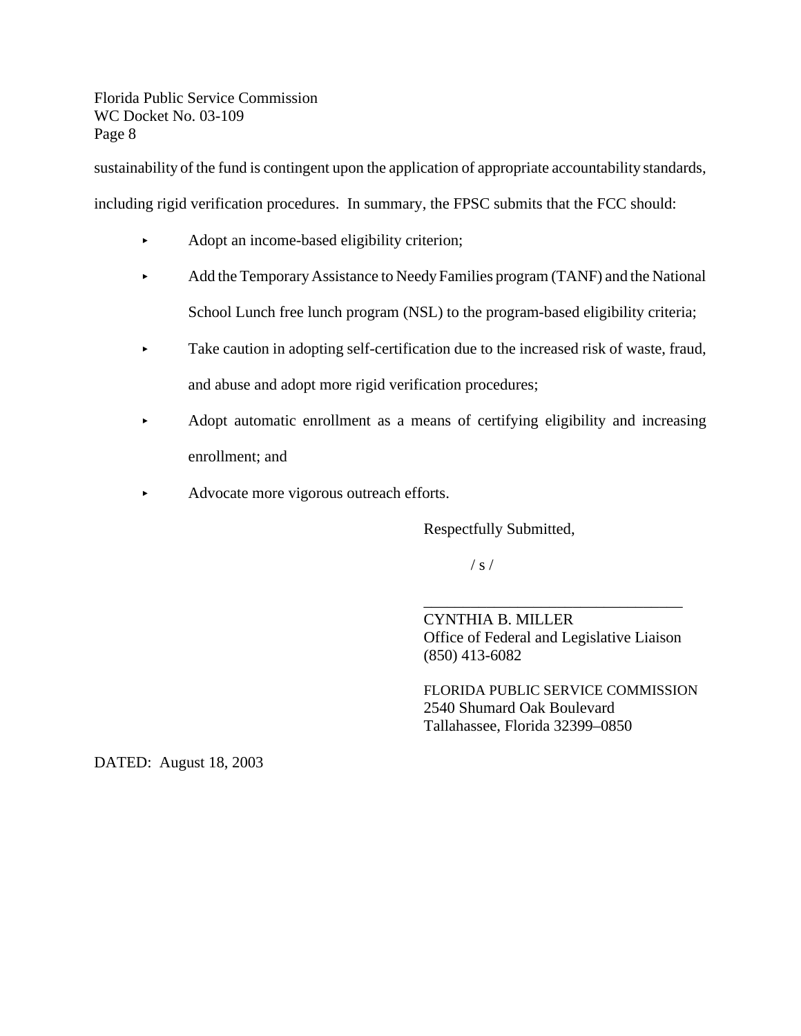sustainability of the fund is contingent upon the application of appropriate accountability standards, including rigid verification procedures. In summary, the FPSC submits that the FCC should:

- Adopt an income-based eligibility criterion;
- Add the Temporary Assistance to Needy Families program (TANF) and the National School Lunch free lunch program (NSL) to the program-based eligibility criteria;
- Take caution in adopting self-certification due to the increased risk of waste, fraud, and abuse and adopt more rigid verification procedures;
- Adopt automatic enrollment as a means of certifying eligibility and increasing enrollment; and
- Advocate more vigorous outreach efforts.

Respectfully Submitted,

/ s /

\_\_\_\_\_\_\_\_\_\_\_\_\_\_\_\_\_\_\_\_\_\_\_\_\_\_\_\_\_\_\_\_\_\_
CYNTHIA B. MILLER
Office of Federal and Legislative Liaison
(850) 413-6082

FLORIDA PUBLIC SERVICE COMMISSION
2540 Shumard Oak Boulevard
Tallahassee, Florida 32399–0850

DATED: August 18, 2003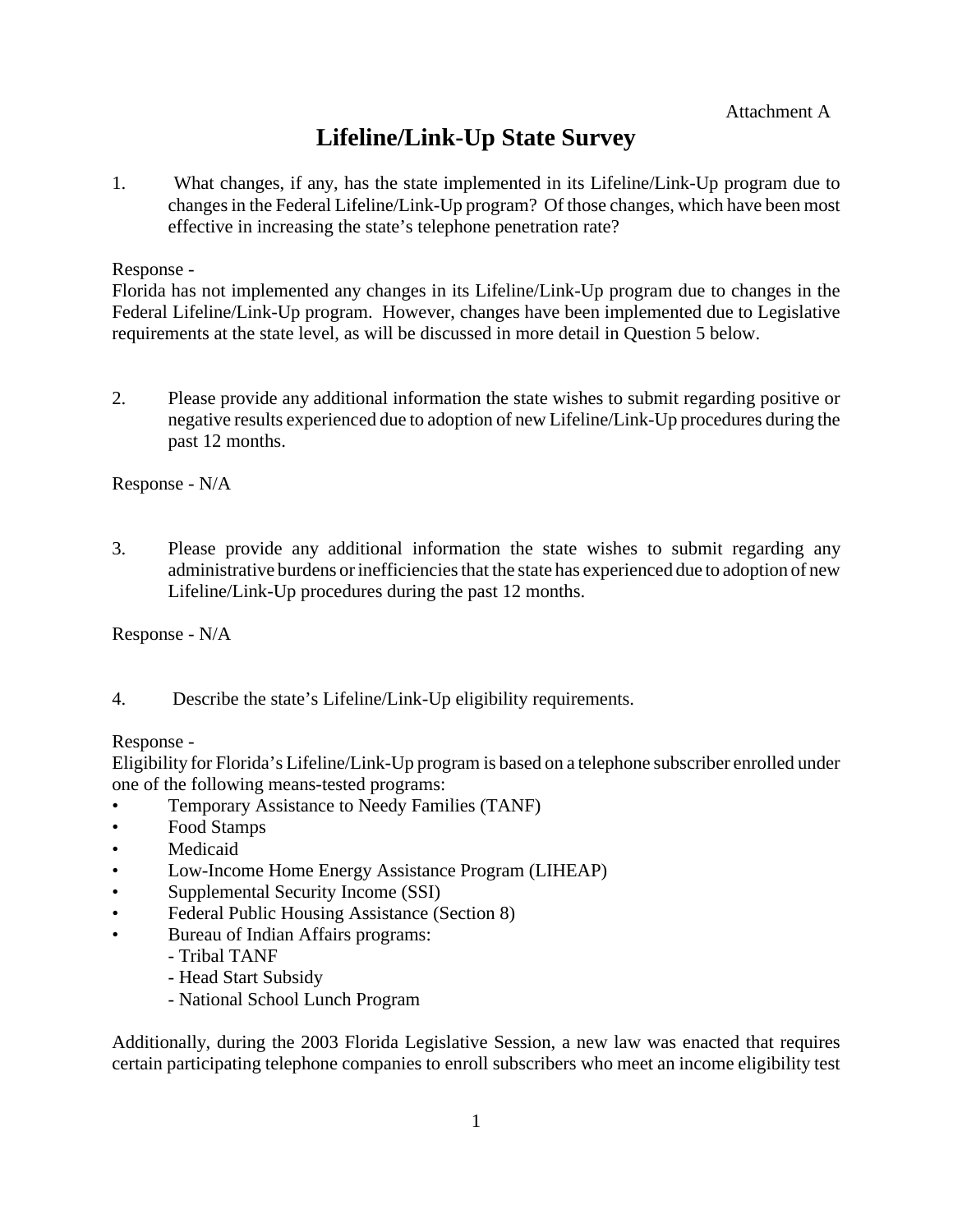Attachment A

# Lifeline/Link-Up State Survey

1. What changes, if any, has the state implemented in its Lifeline/Link-Up program due to changes in the Federal Lifeline/Link-Up program? Of those changes, which have been most effective in increasing the state's telephone penetration rate?

Response -
Florida has not implemented any changes in its Lifeline/Link-Up program due to changes in the Federal Lifeline/Link-Up program. However, changes have been implemented due to Legislative requirements at the state level, as will be discussed in more detail in Question 5 below.

2. Please provide any additional information the state wishes to submit regarding positive or negative results experienced due to adoption of new Lifeline/Link-Up procedures during the past 12 months.

Response - N/A

3. Please provide any additional information the state wishes to submit regarding any administrative burdens or inefficiencies that the state has experienced due to adoption of new Lifeline/Link-Up procedures during the past 12 months.

Response - N/A

4. Describe the state's Lifeline/Link-Up eligibility requirements.

Response -
Eligibility for Florida's Lifeline/Link-Up program is based on a telephone subscriber enrolled under one of the following means-tested programs:

- Temporary Assistance to Needy Families (TANF)
- Food Stamps
- Medicaid
- Low-Income Home Energy Assistance Program (LIHEAP)
- Supplemental Security Income (SSI)
- Federal Public Housing Assistance (Section 8)
- Bureau of Indian Affairs programs:
  - Tribal TANF
  - Head Start Subsidy
  - National School Lunch Program

Additionally, during the 2003 Florida Legislative Session, a new law was enacted that requires certain participating telephone companies to enroll subscribers who meet an income eligibility test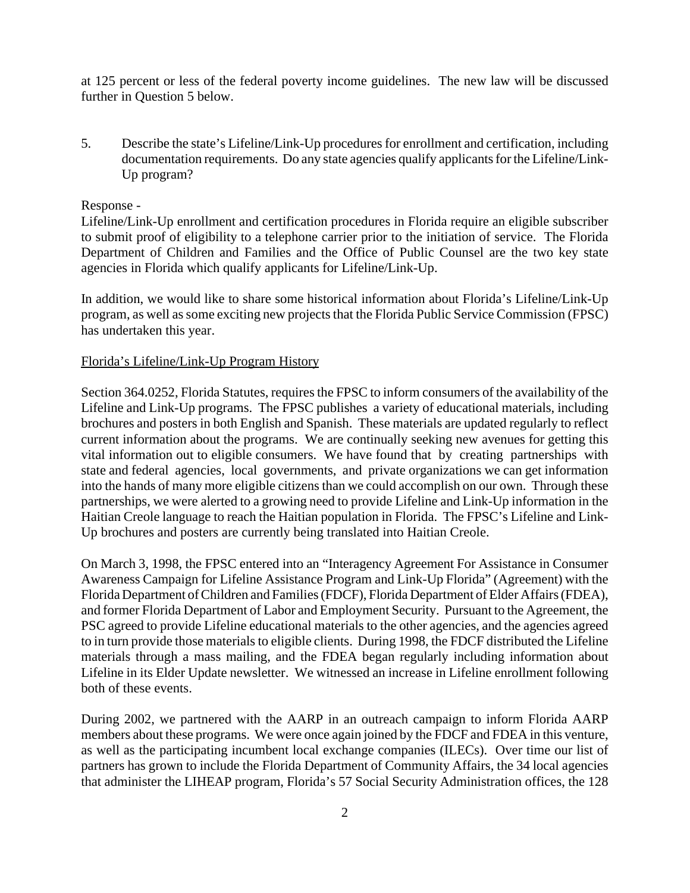at 125 percent or less of the federal poverty income guidelines. The new law will be discussed further in Question 5 below.

5. Describe the state's Lifeline/Link-Up procedures for enrollment and certification, including documentation requirements. Do any state agencies qualify applicants for the Lifeline/Link-Up program?

Response -

Lifeline/Link-Up enrollment and certification procedures in Florida require an eligible subscriber to submit proof of eligibility to a telephone carrier prior to the initiation of service. The Florida Department of Children and Families and the Office of Public Counsel are the two key state agencies in Florida which qualify applicants for Lifeline/Link-Up.

In addition, we would like to share some historical information about Florida's Lifeline/Link-Up program, as well as some exciting new projects that the Florida Public Service Commission (FPSC) has undertaken this year.

Florida's Lifeline/Link-Up Program History

Section 364.0252, Florida Statutes, requires the FPSC to inform consumers of the availability of the Lifeline and Link-Up programs. The FPSC publishes a variety of educational materials, including brochures and posters in both English and Spanish. These materials are updated regularly to reflect current information about the programs. We are continually seeking new avenues for getting this vital information out to eligible consumers. We have found that by creating partnerships with state and federal agencies, local governments, and private organizations we can get information into the hands of many more eligible citizens than we could accomplish on our own. Through these partnerships, we were alerted to a growing need to provide Lifeline and Link-Up information in the Haitian Creole language to reach the Haitian population in Florida. The FPSC's Lifeline and Link-Up brochures and posters are currently being translated into Haitian Creole.

On March 3, 1998, the FPSC entered into an "Interagency Agreement For Assistance in Consumer Awareness Campaign for Lifeline Assistance Program and Link-Up Florida" (Agreement) with the Florida Department of Children and Families (FDCF), Florida Department of Elder Affairs (FDEA), and former Florida Department of Labor and Employment Security. Pursuant to the Agreement, the PSC agreed to provide Lifeline educational materials to the other agencies, and the agencies agreed to in turn provide those materials to eligible clients. During 1998, the FDCF distributed the Lifeline materials through a mass mailing, and the FDEA began regularly including information about Lifeline in its Elder Update newsletter. We witnessed an increase in Lifeline enrollment following both of these events.

During 2002, we partnered with the AARP in an outreach campaign to inform Florida AARP members about these programs. We were once again joined by the FDCF and FDEA in this venture, as well as the participating incumbent local exchange companies (ILECs). Over time our list of partners has grown to include the Florida Department of Community Affairs, the 34 local agencies that administer the LIHEAP program, Florida's 57 Social Security Administration offices, the 128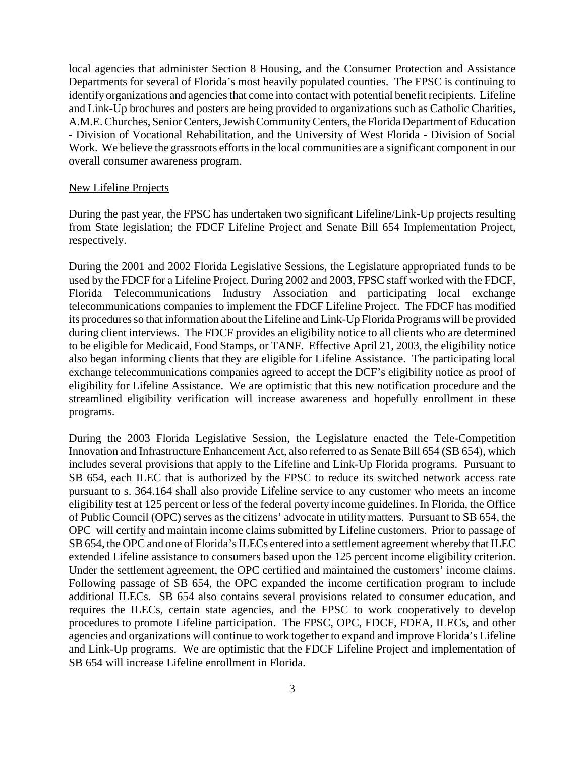local agencies that administer Section 8 Housing, and the Consumer Protection and Assistance Departments for several of Florida's most heavily populated counties. The FPSC is continuing to identify organizations and agencies that come into contact with potential benefit recipients. Lifeline and Link-Up brochures and posters are being provided to organizations such as Catholic Charities, A.M.E. Churches, Senior Centers, Jewish Community Centers, the Florida Department of Education - Division of Vocational Rehabilitation, and the University of West Florida - Division of Social Work. We believe the grassroots efforts in the local communities are a significant component in our overall consumer awareness program.

New Lifeline Projects

During the past year, the FPSC has undertaken two significant Lifeline/Link-Up projects resulting from State legislation; the FDCF Lifeline Project and Senate Bill 654 Implementation Project, respectively.

During the 2001 and 2002 Florida Legislative Sessions, the Legislature appropriated funds to be used by the FDCF for a Lifeline Project. During 2002 and 2003, FPSC staff worked with the FDCF, Florida Telecommunications Industry Association and participating local exchange telecommunications companies to implement the FDCF Lifeline Project. The FDCF has modified its procedures so that information about the Lifeline and Link-Up Florida Programs will be provided during client interviews. The FDCF provides an eligibility notice to all clients who are determined to be eligible for Medicaid, Food Stamps, or TANF. Effective April 21, 2003, the eligibility notice also began informing clients that they are eligible for Lifeline Assistance. The participating local exchange telecommunications companies agreed to accept the DCF's eligibility notice as proof of eligibility for Lifeline Assistance. We are optimistic that this new notification procedure and the streamlined eligibility verification will increase awareness and hopefully enrollment in these programs.

During the 2003 Florida Legislative Session, the Legislature enacted the Tele-Competition Innovation and Infrastructure Enhancement Act, also referred to as Senate Bill 654 (SB 654), which includes several provisions that apply to the Lifeline and Link-Up Florida programs. Pursuant to SB 654, each ILEC that is authorized by the FPSC to reduce its switched network access rate pursuant to s. 364.164 shall also provide Lifeline service to any customer who meets an income eligibility test at 125 percent or less of the federal poverty income guidelines. In Florida, the Office of Public Council (OPC) serves as the citizens' advocate in utility matters. Pursuant to SB 654, the OPC will certify and maintain income claims submitted by Lifeline customers. Prior to passage of SB 654, the OPC and one of Florida's ILECs entered into a settlement agreement whereby that ILEC extended Lifeline assistance to consumers based upon the 125 percent income eligibility criterion. Under the settlement agreement, the OPC certified and maintained the customers' income claims. Following passage of SB 654, the OPC expanded the income certification program to include additional ILECs. SB 654 also contains several provisions related to consumer education, and requires the ILECs, certain state agencies, and the FPSC to work cooperatively to develop procedures to promote Lifeline participation. The FPSC, OPC, FDCF, FDEA, ILECs, and other agencies and organizations will continue to work together to expand and improve Florida's Lifeline and Link-Up programs. We are optimistic that the FDCF Lifeline Project and implementation of SB 654 will increase Lifeline enrollment in Florida.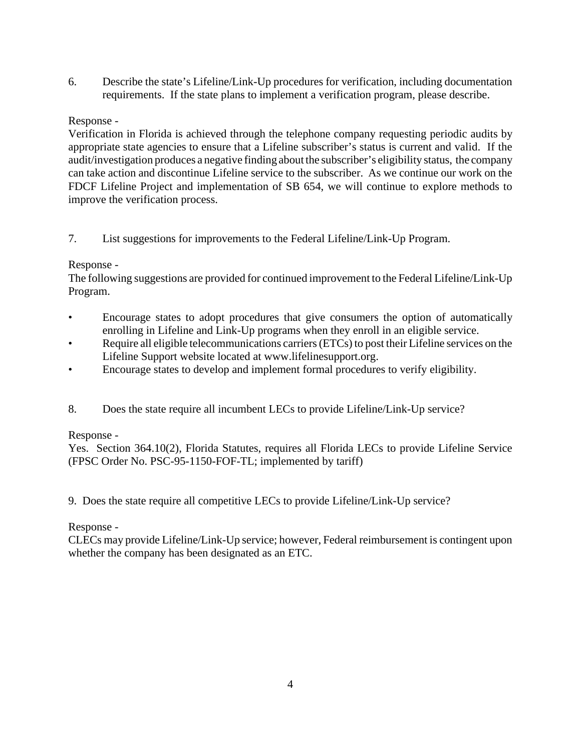6. Describe the state's Lifeline/Link-Up procedures for verification, including documentation requirements. If the state plans to implement a verification program, please describe.

Response -
Verification in Florida is achieved through the telephone company requesting periodic audits by appropriate state agencies to ensure that a Lifeline subscriber's status is current and valid. If the audit/investigation produces a negative finding about the subscriber's eligibility status, the company can take action and discontinue Lifeline service to the subscriber. As we continue our work on the FDCF Lifeline Project and implementation of SB 654, we will continue to explore methods to improve the verification process.

7. List suggestions for improvements to the Federal Lifeline/Link-Up Program.

Response -
The following suggestions are provided for continued improvement to the Federal Lifeline/Link-Up Program.

- Encourage states to adopt procedures that give consumers the option of automatically enrolling in Lifeline and Link-Up programs when they enroll in an eligible service.
- Require all eligible telecommunications carriers (ETCs) to post their Lifeline services on the Lifeline Support website located at www.lifelinesupport.org.
- Encourage states to develop and implement formal procedures to verify eligibility.

8. Does the state require all incumbent LECs to provide Lifeline/Link-Up service?

Response -
Yes. Section 364.10(2), Florida Statutes, requires all Florida LECs to provide Lifeline Service (FPSC Order No. PSC-95-1150-FOF-TL; implemented by tariff)

9. Does the state require all competitive LECs to provide Lifeline/Link-Up service?

Response -
CLECs may provide Lifeline/Link-Up service; however, Federal reimbursement is contingent upon whether the company has been designated as an ETC.